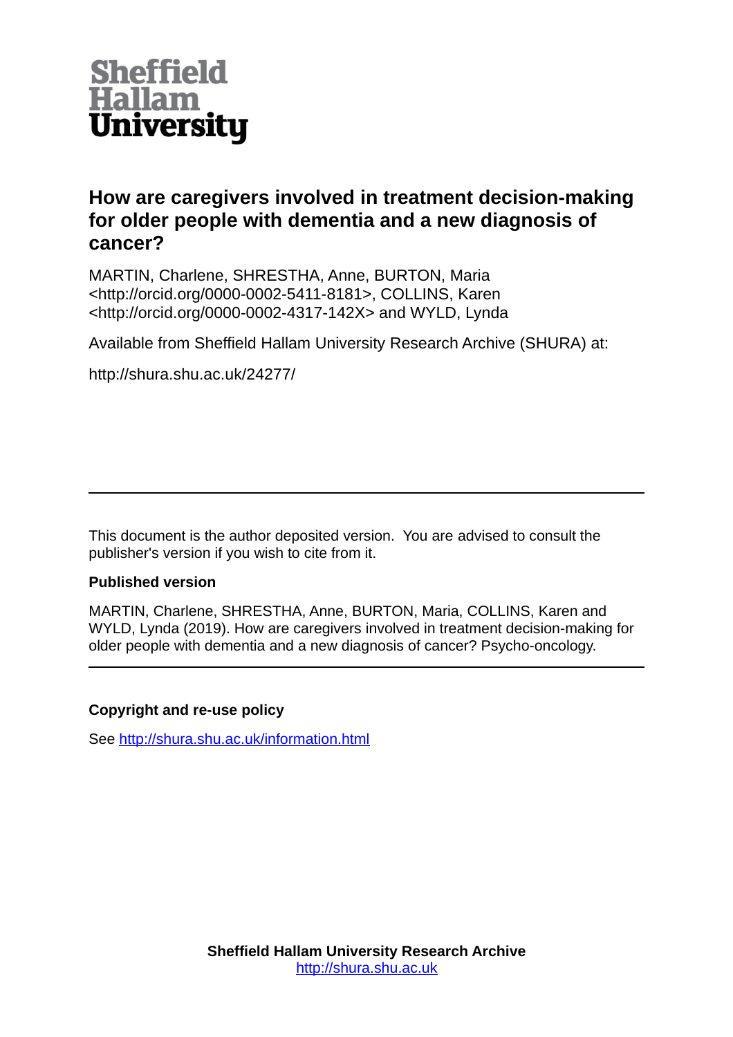Sheffield Hallam University

# How are caregivers involved in treatment decision-making for older people with dementia and a new diagnosis of cancer?

MARTIN, Charlene, SHRESTHA, Anne, BURTON, Maria <http://orcid.org/0000-0002-5411-8181>, COLLINS, Karen <http://orcid.org/0000-0002-4317-142X> and WYLD, Lynda

Available from Sheffield Hallam University Research Archive (SHURA) at:

http://shura.shu.ac.uk/24277/

---

This document is the author deposited version. You are advised to consult the publisher's version if you wish to cite from it.

### Published version

MARTIN, Charlene, SHRESTHA, Anne, BURTON, Maria, COLLINS, Karen and WYLD, Lynda (2019). How are caregivers involved in treatment decision-making for older people with dementia and a new diagnosis of cancer? Psycho-oncology.

---

### Copyright and re-use policy

See http://shura.shu.ac.uk/information.html

**Sheffield Hallam University Research Archive**
http://shura.shu.ac.uk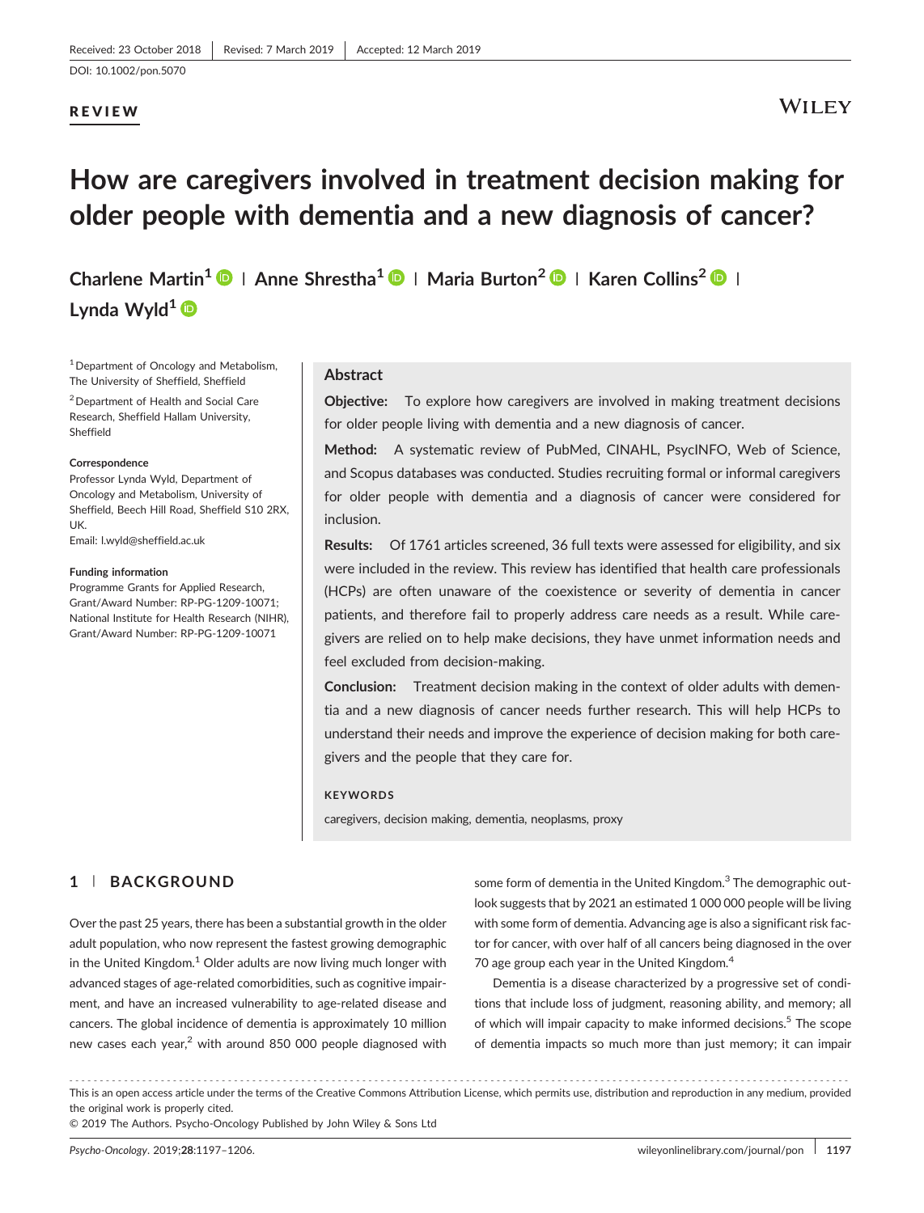Received: 23 October 2018 | Revised: 7 March 2019 | Accepted: 12 March 2019

DOI: 10.1002/pon.5070

**REVIEW**

# How are caregivers involved in treatment decision making for older people with dementia and a new diagnosis of cancer?

**Charlene Martin[1] | Anne Shrestha[1] | Maria Burton[2] | Karen Collins[2] | Lynda Wyld[1]**

[1] Department of Oncology and Metabolism, The University of Sheffield, Sheffield

[2] Department of Health and Social Care Research, Sheffield Hallam University, Sheffield

**Correspondence**
Professor Lynda Wyld, Department of Oncology and Metabolism, University of Sheffield, Beech Hill Road, Sheffield S10 2RX, UK.
Email: l.wyld@sheffield.ac.uk

**Funding information**
Programme Grants for Applied Research, Grant/Award Number: RP-PG-1209-10071; National Institute for Health Research (NIHR), Grant/Award Number: RP-PG-1209-10071

## Abstract

**Objective:** To explore how caregivers are involved in making treatment decisions for older people living with dementia and a new diagnosis of cancer.

**Method:** A systematic review of PubMed, CINAHL, PsycINFO, Web of Science, and Scopus databases was conducted. Studies recruiting formal or informal caregivers for older people with dementia and a diagnosis of cancer were considered for inclusion.

**Results:** Of 1761 articles screened, 36 full texts were assessed for eligibility, and six were included in the review. This review has identified that health care professionals (HCPs) are often unaware of the coexistence or severity of dementia in cancer patients, and therefore fail to properly address care needs as a result. While caregivers are relied on to help make decisions, they have unmet information needs and feel excluded from decision-making.

**Conclusion:** Treatment decision making in the context of older adults with dementia and a new diagnosis of cancer needs further research. This will help HCPs to understand their needs and improve the experience of decision making for both caregivers and the people that they care for.

**KEYWORDS**

caregivers, decision making, dementia, neoplasms, proxy

## 1 | BACKGROUND

Over the past 25 years, there has been a substantial growth in the older adult population, who now represent the fastest growing demographic in the United Kingdom.[1] Older adults are now living much longer with advanced stages of age-related comorbidities, such as cognitive impairment, and have an increased vulnerability to age-related disease and cancers. The global incidence of dementia is approximately 10 million new cases each year,[2] with around 850 000 people diagnosed with some form of dementia in the United Kingdom.[3] The demographic outlook suggests that by 2021 an estimated 1 000 000 people will be living with some form of dementia. Advancing age is also a significant risk factor for cancer, with over half of all cancers being diagnosed in the over 70 age group each year in the United Kingdom.[4]

Dementia is a disease characterized by a progressive set of conditions that include loss of judgment, reasoning ability, and memory; all of which will impair capacity to make informed decisions.[5] The scope of dementia impacts so much more than just memory; it can impair

This is an open access article under the terms of the Creative Commons Attribution License, which permits use, distribution and reproduction in any medium, provided the original work is properly cited.
© 2019 The Authors. Psycho-Oncology Published by John Wiley & Sons Ltd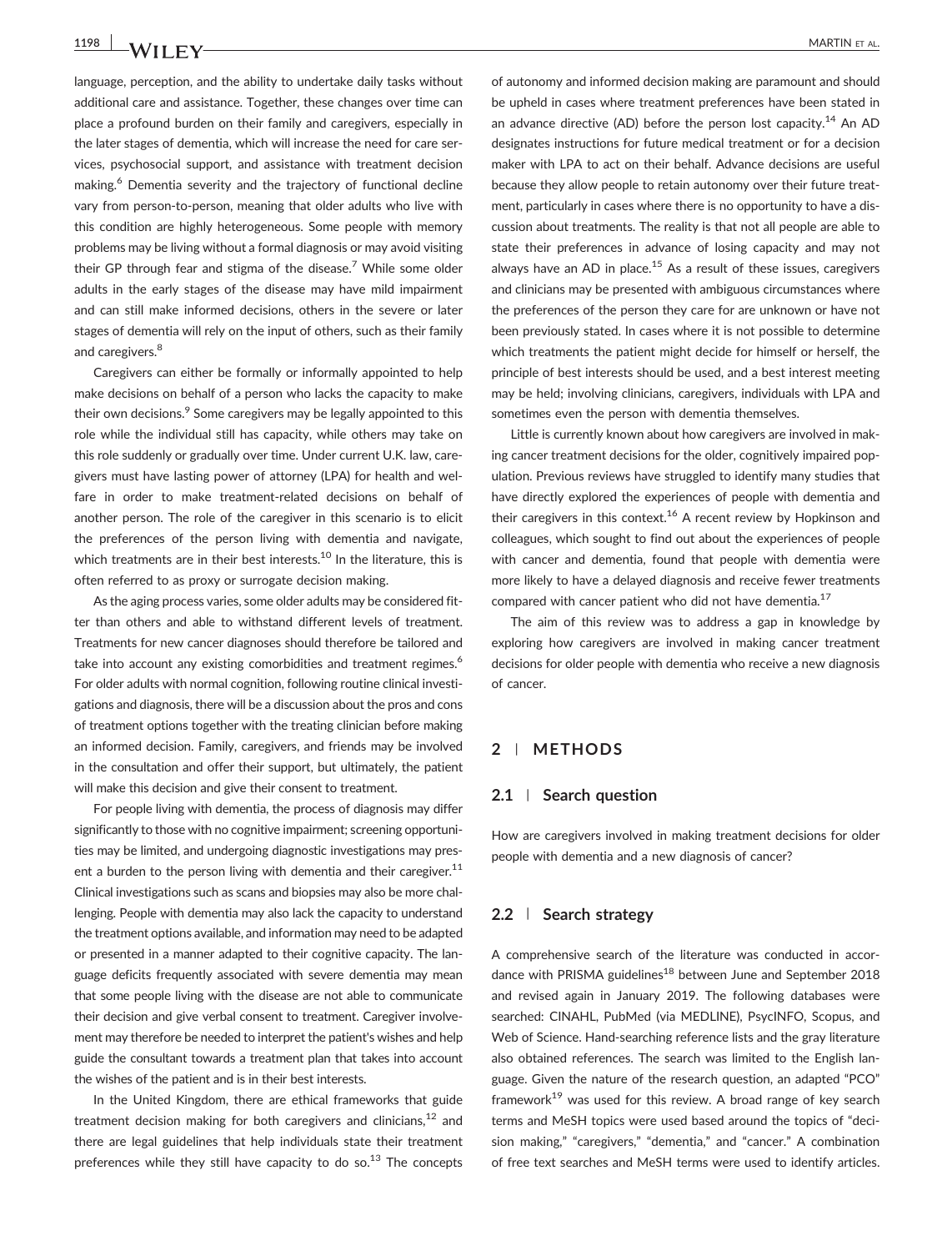language, perception, and the ability to undertake daily tasks without additional care and assistance. Together, these changes over time can place a profound burden on their family and caregivers, especially in the later stages of dementia, which will increase the need for care services, psychosocial support, and assistance with treatment decision making.[6] Dementia severity and the trajectory of functional decline vary from person-to-person, meaning that older adults who live with this condition are highly heterogeneous. Some people with memory problems may be living without a formal diagnosis or may avoid visiting their GP through fear and stigma of the disease.[7] While some older adults in the early stages of the disease may have mild impairment and can still make informed decisions, others in the severe or later stages of dementia will rely on the input of others, such as their family and caregivers.[8]

Caregivers can either be formally or informally appointed to help make decisions on behalf of a person who lacks the capacity to make their own decisions.[9] Some caregivers may be legally appointed to this role while the individual still has capacity, while others may take on this role suddenly or gradually over time. Under current U.K. law, caregivers must have lasting power of attorney (LPA) for health and welfare in order to make treatment-related decisions on behalf of another person. The role of the caregiver in this scenario is to elicit the preferences of the person living with dementia and navigate, which treatments are in their best interests.[10] In the literature, this is often referred to as proxy or surrogate decision making.

As the aging process varies, some older adults may be considered fitter than others and able to withstand different levels of treatment. Treatments for new cancer diagnoses should therefore be tailored and take into account any existing comorbidities and treatment regimes.[6] For older adults with normal cognition, following routine clinical investigations and diagnosis, there will be a discussion about the pros and cons of treatment options together with the treating clinician before making an informed decision. Family, caregivers, and friends may be involved in the consultation and offer their support, but ultimately, the patient will make this decision and give their consent to treatment.

For people living with dementia, the process of diagnosis may differ significantly to those with no cognitive impairment; screening opportunities may be limited, and undergoing diagnostic investigations may present a burden to the person living with dementia and their caregiver.[11] Clinical investigations such as scans and biopsies may also be more challenging. People with dementia may also lack the capacity to understand the treatment options available, and information may need to be adapted or presented in a manner adapted to their cognitive capacity. The language deficits frequently associated with severe dementia may mean that some people living with the disease are not able to communicate their decision and give verbal consent to treatment. Caregiver involvement may therefore be needed to interpret the patient's wishes and help guide the consultant towards a treatment plan that takes into account the wishes of the patient and is in their best interests.

In the United Kingdom, there are ethical frameworks that guide treatment decision making for both caregivers and clinicians,[12] and there are legal guidelines that help individuals state their treatment preferences while they still have capacity to do so.[13] The concepts of autonomy and informed decision making are paramount and should be upheld in cases where treatment preferences have been stated in an advance directive (AD) before the person lost capacity.[14] An AD designates instructions for future medical treatment or for a decision maker with LPA to act on their behalf. Advance decisions are useful because they allow people to retain autonomy over their future treatment, particularly in cases where there is no opportunity to have a discussion about treatments. The reality is that not all people are able to state their preferences in advance of losing capacity and may not always have an AD in place.[15] As a result of these issues, caregivers and clinicians may be presented with ambiguous circumstances where the preferences of the person they care for are unknown or have not been previously stated. In cases where it is not possible to determine which treatments the patient might decide for himself or herself, the principle of best interests should be used, and a best interest meeting may be held; involving clinicians, caregivers, individuals with LPA and sometimes even the person with dementia themselves.

Little is currently known about how caregivers are involved in making cancer treatment decisions for the older, cognitively impaired population. Previous reviews have struggled to identify many studies that have directly explored the experiences of people with dementia and their caregivers in this context.[16] A recent review by Hopkinson and colleagues, which sought to find out about the experiences of people with cancer and dementia, found that people with dementia were more likely to have a delayed diagnosis and receive fewer treatments compared with cancer patient who did not have dementia.[17]

The aim of this review was to address a gap in knowledge by exploring how caregivers are involved in making cancer treatment decisions for older people with dementia who receive a new diagnosis of cancer.

## 2 | METHODS

### 2.1 | Search question

How are caregivers involved in making treatment decisions for older people with dementia and a new diagnosis of cancer?

### 2.2 | Search strategy

A comprehensive search of the literature was conducted in accordance with PRISMA guidelines[18] between June and September 2018 and revised again in January 2019. The following databases were searched: CINAHL, PubMed (via MEDLINE), PsycINFO, Scopus, and Web of Science. Hand-searching reference lists and the gray literature also obtained references. The search was limited to the English language. Given the nature of the research question, an adapted "PCO" framework[19] was used for this review. A broad range of key search terms and MeSH topics were used based around the topics of "decision making," "caregivers," "dementia," and "cancer." A combination of free text searches and MeSH terms were used to identify articles.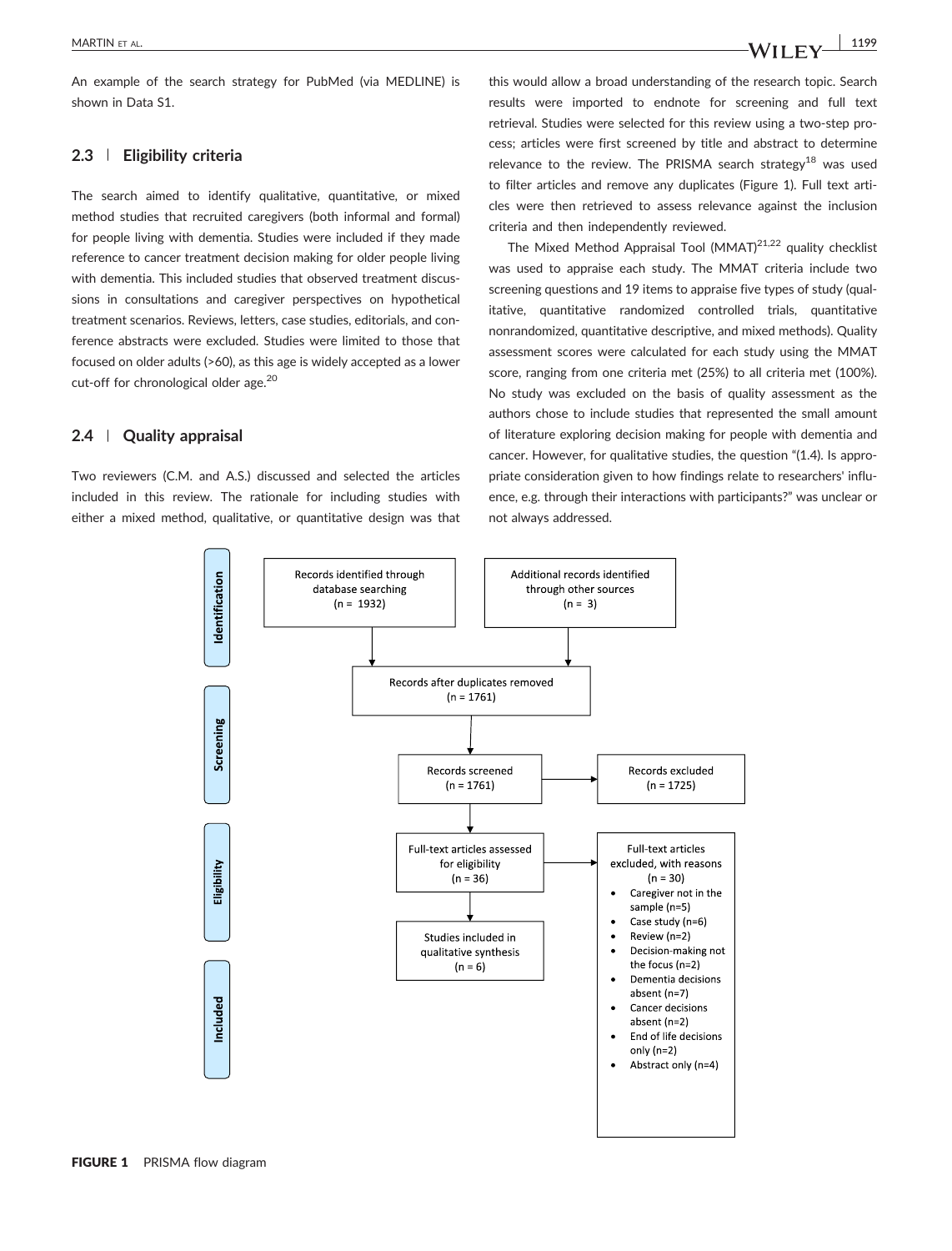An example of the search strategy for PubMed (via MEDLINE) is shown in Data S1.

### 2.3 | Eligibility criteria

The search aimed to identify qualitative, quantitative, or mixed method studies that recruited caregivers (both informal and formal) for people living with dementia. Studies were included if they made reference to cancer treatment decision making for older people living with dementia. This included studies that observed treatment discussions in consultations and caregiver perspectives on hypothetical treatment scenarios. Reviews, letters, case studies, editorials, and conference abstracts were excluded. Studies were limited to those that focused on older adults (>60), as this age is widely accepted as a lower cut-off for chronological older age.[20]

### 2.4 | Quality appraisal

Two reviewers (C.M. and A.S.) discussed and selected the articles included in this review. The rationale for including studies with either a mixed method, qualitative, or quantitative design was that this would allow a broad understanding of the research topic. Search results were imported to endnote for screening and full text retrieval. Studies were selected for this review using a two-step process; articles were first screened by title and abstract to determine relevance to the review. The PRISMA search strategy[18] was used to filter articles and remove any duplicates (Figure 1). Full text articles were then retrieved to assess relevance against the inclusion criteria and then independently reviewed.

The Mixed Method Appraisal Tool (MMAT)[21,22] quality checklist was used to appraise each study. The MMAT criteria include two screening questions and 19 items to appraise five types of study (qualitative, quantitative randomized controlled trials, quantitative nonrandomized, quantitative descriptive, and mixed methods). Quality assessment scores were calculated for each study using the MMAT score, ranging from one criteria met (25%) to all criteria met (100%). No study was excluded on the basis of quality assessment as the authors chose to include studies that represented the small amount of literature exploring decision making for people with dementia and cancer. However, for qualitative studies, the question "(1.4). Is appropriate consideration given to how findings relate to researchers' influence, e.g. through their interactions with participants?" was unclear or not always addressed.

**Identification**

- Records identified through database searching (n = 1932)
- Additional records identified through other sources (n = 3)

**Screening**

- Records after duplicates removed (n = 1761)
- Records screened (n = 1761)
- Records excluded (n = 1725)

**Eligibility**

- Full-text articles assessed for eligibility (n = 36)
- Full-text articles excluded, with reasons (n = 30)
  - Caregiver not in the sample (n=5)
  - Case study (n=6)
  - Review (n=2)
  - Decision-making not the focus (n=2)
  - Dementia decisions absent (n=7)
  - Cancer decisions absent (n=2)
  - End of life decisions only (n=2)
  - Abstract only (n=4)

**Included**

- Studies included in qualitative synthesis (n = 6)

**FIGURE 1** PRISMA flow diagram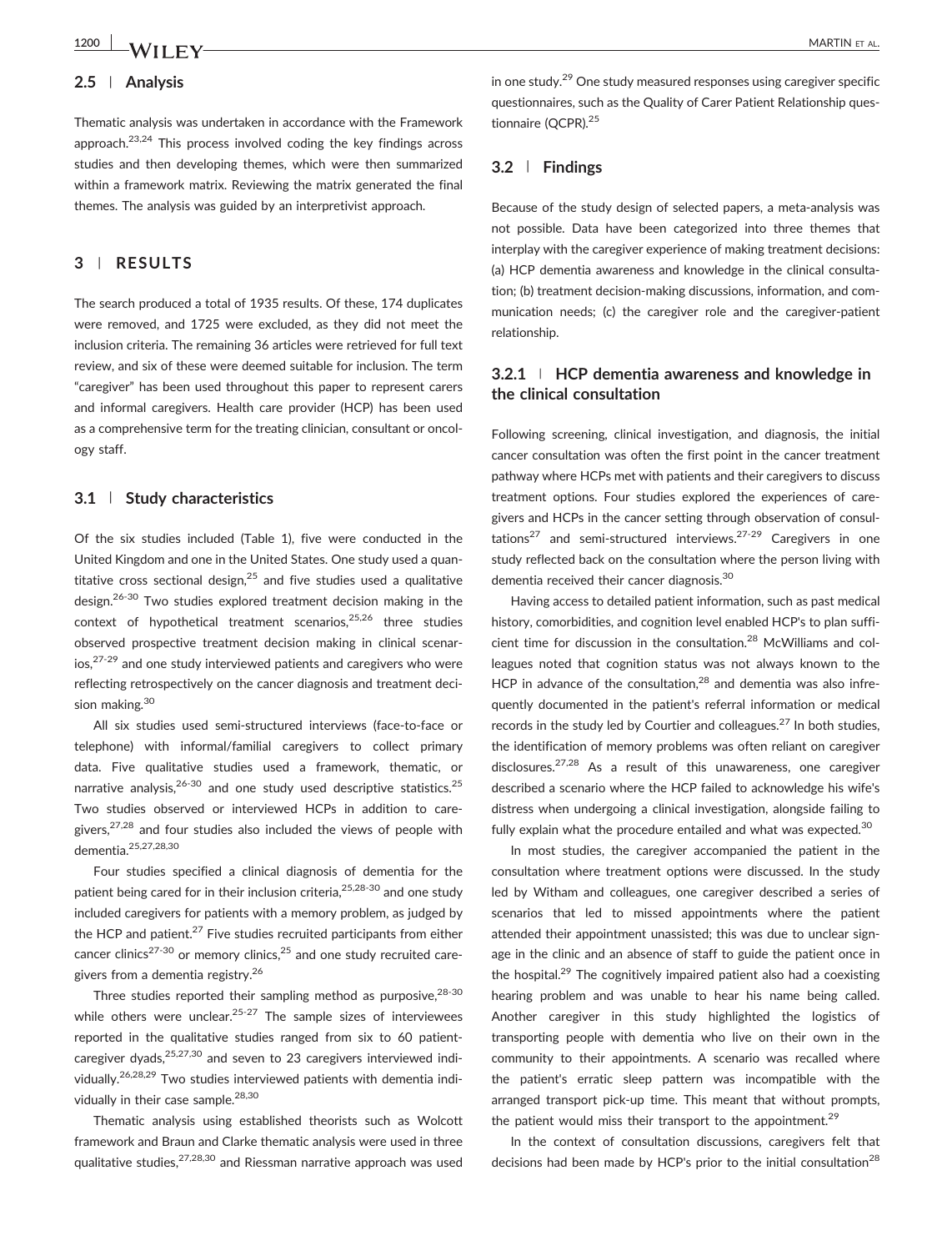## 2.5 | Analysis

Thematic analysis was undertaken in accordance with the Framework approach.[23,24] This process involved coding the key findings across studies and then developing themes, which were then summarized within a framework matrix. Reviewing the matrix generated the final themes. The analysis was guided by an interpretivist approach.

# 3 | RESULTS

The search produced a total of 1935 results. Of these, 174 duplicates were removed, and 1725 were excluded, as they did not meet the inclusion criteria. The remaining 36 articles were retrieved for full text review, and six of these were deemed suitable for inclusion. The term "caregiver" has been used throughout this paper to represent carers and informal caregivers. Health care provider (HCP) has been used as a comprehensive term for the treating clinician, consultant or oncology staff.

## 3.1 | Study characteristics

Of the six studies included (Table 1), five were conducted in the United Kingdom and one in the United States. One study used a quantitative cross sectional design,[25] and five studies used a qualitative design.[26-30] Two studies explored treatment decision making in the context of hypothetical treatment scenarios,[25,26] three studies observed prospective treatment decision making in clinical scenarios,[27-29] and one study interviewed patients and caregivers who were reflecting retrospectively on the cancer diagnosis and treatment decision making.[30]

All six studies used semi-structured interviews (face-to-face or telephone) with informal/familial caregivers to collect primary data. Five qualitative studies used a framework, thematic, or narrative analysis,[26-30] and one study used descriptive statistics.[25] Two studies observed or interviewed HCPs in addition to caregivers,[27,28] and four studies also included the views of people with dementia.[25,27,28,30]

Four studies specified a clinical diagnosis of dementia for the patient being cared for in their inclusion criteria,[25,28-30] and one study included caregivers for patients with a memory problem, as judged by the HCP and patient.[27] Five studies recruited participants from either cancer clinics[27-30] or memory clinics,[25] and one study recruited caregivers from a dementia registry.[26]

Three studies reported their sampling method as purposive,[28-30] while others were unclear.[25-27] The sample sizes of interviewees reported in the qualitative studies ranged from six to 60 patient-caregiver dyads,[25,27,30] and seven to 23 caregivers interviewed individually.[26,28,29] Two studies interviewed patients with dementia individually in their case sample.[28,30]

Thematic analysis using established theorists such as Wolcott framework and Braun and Clarke thematic analysis were used in three qualitative studies,[27,28,30] and Riessman narrative approach was used in one study.[29] One study measured responses using caregiver specific questionnaires, such as the Quality of Carer Patient Relationship questionnaire (QCPR).[25]

## 3.2 | Findings

Because of the study design of selected papers, a meta-analysis was not possible. Data have been categorized into three themes that interplay with the caregiver experience of making treatment decisions: (a) HCP dementia awareness and knowledge in the clinical consultation; (b) treatment decision-making discussions, information, and communication needs; (c) the caregiver role and the caregiver-patient relationship.

### 3.2.1 | HCP dementia awareness and knowledge in the clinical consultation

Following screening, clinical investigation, and diagnosis, the initial cancer consultation was often the first point in the cancer treatment pathway where HCPs met with patients and their caregivers to discuss treatment options. Four studies explored the experiences of caregivers and HCPs in the cancer setting through observation of consultations[27] and semi-structured interviews.[27-29] Caregivers in one study reflected back on the consultation where the person living with dementia received their cancer diagnosis.[30]

Having access to detailed patient information, such as past medical history, comorbidities, and cognition level enabled HCP's to plan sufficient time for discussion in the consultation.[28] McWilliams and colleagues noted that cognition status was not always known to the HCP in advance of the consultation,[28] and dementia was also infrequently documented in the patient's referral information or medical records in the study led by Courtier and colleagues.[27] In both studies, the identification of memory problems was often reliant on caregiver disclosures.[27,28] As a result of this unawareness, one caregiver described a scenario where the HCP failed to acknowledge his wife's distress when undergoing a clinical investigation, alongside failing to fully explain what the procedure entailed and what was expected.[30]

In most studies, the caregiver accompanied the patient in the consultation where treatment options were discussed. In the study led by Witham and colleagues, one caregiver described a series of scenarios that led to missed appointments where the patient attended their appointment unassisted; this was due to unclear signage in the clinic and an absence of staff to guide the patient once in the hospital.[29] The cognitively impaired patient also had a coexisting hearing problem and was unable to hear his name being called. Another caregiver in this study highlighted the logistics of transporting people with dementia who live on their own in the community to their appointments. A scenario was recalled where the patient's erratic sleep pattern was incompatible with the arranged transport pick-up time. This meant that without prompts, the patient would miss their transport to the appointment.[29]

In the context of consultation discussions, caregivers felt that decisions had been made by HCP's prior to the initial consultation[28]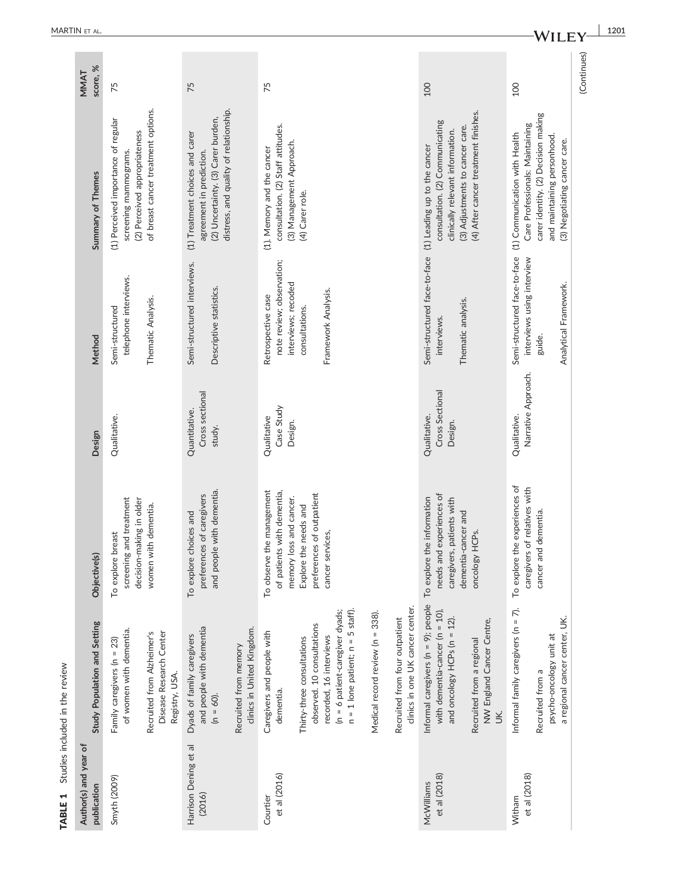**TABLE 1** Studies included in the review

| Author(s) and year of publication | Study Population and Setting | Objective(s) | Design | Method | Summary of Themes | MMAT score, % |
|---|---|---|---|---|---|---|
| Smyth (2009) | Family caregivers (n = 23) of women with dementia. Recruited from Alzheimer's Disease Research Center Registry, USA. | To explore breast screening and treatment decision-making in older women with dementia. | Qualitative. | Semi-structured telephone interviews. Thematic Analysis. | (1) Perceived importance of regular screening mammograms. (2) Perceived appropriateness of breast cancer treatment options. | 75 |
| Harrison Dening et al (2016) | Dyads of family caregivers and people with dementia (n = 60). Recruited from memory clinics in United Kingdom. | To explore choices and preferences of caregivers and people with dementia. | Quantitative. Cross sectional study. | Semi-structured interviews. Descriptive statistics. | (1) Treatment choices and carer agreement in prediction. (2) Uncertainty. (3) Carer burden, distress, and quality of relationship. | 75 |
| Courtier et al (2016) | Caregivers and people with dementia. Thirty-three consultations observed. 10 consultations recorded, 16 interviews (n = 6 patient-caregiver dyads; n = 1 lone patient; n = 5 staff). Medical record review (n = 338). Recruited from four outpatient clinics in one UK cancer center. | To observe the management of patients with dementia, memory loss and cancer. Explore the needs and preferences of outpatient cancer services, | Qualitative Case Study Design. | Retrospective case note review; observation; interviews; recoded consultations. Framework Analysis. | (1) Memory and the cancer consultation. (2) Staff attitudes. (3) Management Approach. (4) Carer role. | 75 |
| McWilliams et al (2018) | Informal caregivers (n = 9); people with dementia-cancer (n = 10), and oncology HCPs (n = 12). Recruited from a regional NW England Cancer Centre, UK. | To explore the information needs and experiences of caregivers, patients with dementia-cancer and oncology HCPs. | Qualitative. Cross Sectional Design. | Semi-structured face-to-face interviews. Thematic analysis. | (1) Leading up to the cancer consultation. (2) Communicating clinically relevant information. (3) Adjustments to cancer care. (4) After cancer treatment finishes. | 100 |
| Witham et al (2018) | Informal family caregivers (n = 7). Recruited from a psycho-oncology unit at a regional cancer center, UK. | To explore the experiences of caregivers of relatives with cancer and dementia. | Qualitative. Narrative Approach. | Semi-structured face-to-face interviews using interview guide. Analytical Framework. | (1) Communication with Health Care Professionals: Maintaining carer identity. (2) Decision making and maintaining personhood. (3) Negotiating cancer care. | 100 |

(Continues)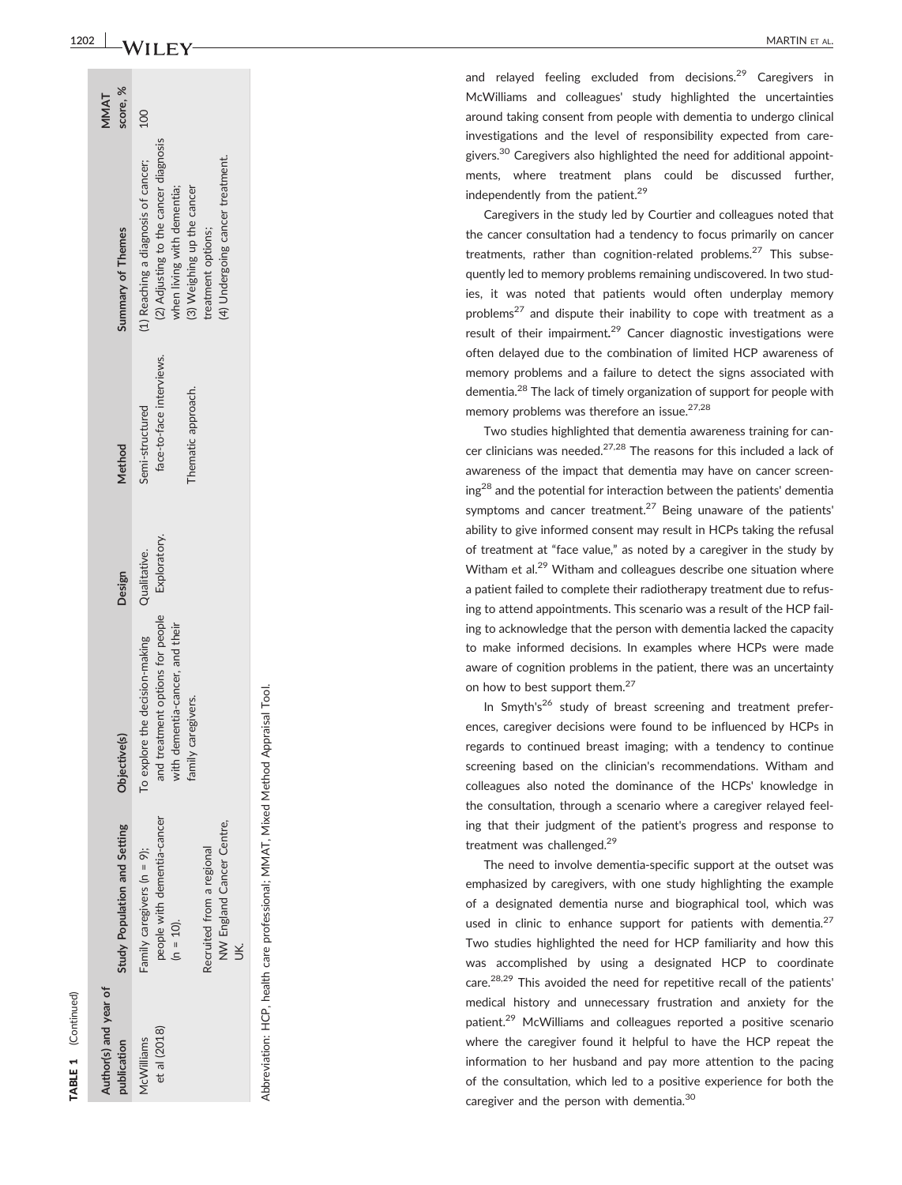**TABLE 1** (Continued)

| Author(s) and year of publication | Study Population and Setting | Objective(s) | Design | Method | Summary of Themes | MMAT score, % |
|---|---|---|---|---|---|---|
| McWilliams et al (2018) | Family caregivers (n = 9); people with dementia-cancer (n = 10). Recruited from a regional NW England Cancer Centre, UK. | To explore the decision-making and treatment options for people with dementia-cancer, and their family caregivers. | Qualitative. Exploratory. | Semi-structured face-to-face interviews. Thematic approach. | (1) Reaching a diagnosis of cancer; (2) Adjusting to the cancer diagnosis when living with dementia; (3) Weighing up the cancer treatment options; (4) Undergoing cancer treatment. | 100 |

Abbreviation: HCP, health care professional; MMAT, Mixed Method Appraisal Tool.

and relayed feeling excluded from decisions.[29] Caregivers in McWilliams and colleagues' study highlighted the uncertainties around taking consent from people with dementia to undergo clinical investigations and the level of responsibility expected from caregivers.[30] Caregivers also highlighted the need for additional appointments, where treatment plans could be discussed further, independently from the patient.[29]

Caregivers in the study led by Courtier and colleagues noted that the cancer consultation had a tendency to focus primarily on cancer treatments, rather than cognition-related problems.[27] This subsequently led to memory problems remaining undiscovered. In two studies, it was noted that patients would often underplay memory problems[27] and dispute their inability to cope with treatment as a result of their impairment.[29] Cancer diagnostic investigations were often delayed due to the combination of limited HCP awareness of memory problems and a failure to detect the signs associated with dementia.[28] The lack of timely organization of support for people with memory problems was therefore an issue.[27,28]

Two studies highlighted that dementia awareness training for cancer clinicians was needed.[27,28] The reasons for this included a lack of awareness of the impact that dementia may have on cancer screening[28] and the potential for interaction between the patients' dementia symptoms and cancer treatment.[27] Being unaware of the patients' ability to give informed consent may result in HCPs taking the refusal of treatment at "face value," as noted by a caregiver in the study by Witham et al.[29] Witham and colleagues describe one situation where a patient failed to complete their radiotherapy treatment due to refusing to attend appointments. This scenario was a result of the HCP failing to acknowledge that the person with dementia lacked the capacity to make informed decisions. In examples where HCPs were made aware of cognition problems in the patient, there was an uncertainty on how to best support them.[27]

In Smyth's[26] study of breast screening and treatment preferences, caregiver decisions were found to be influenced by HCPs in regards to continued breast imaging; with a tendency to continue screening based on the clinician's recommendations. Witham and colleagues also noted the dominance of the HCPs' knowledge in the consultation, through a scenario where a caregiver relayed feeling that their judgment of the patient's progress and response to treatment was challenged.[29]

The need to involve dementia-specific support at the outset was emphasized by caregivers, with one study highlighting the example of a designated dementia nurse and biographical tool, which was used in clinic to enhance support for patients with dementia.[27] Two studies highlighted the need for HCP familiarity and how this was accomplished by using a designated HCP to coordinate care.[28,29] This avoided the need for repetitive recall of the patients' medical history and unnecessary frustration and anxiety for the patient.[29] McWilliams and colleagues reported a positive scenario where the caregiver found it helpful to have the HCP repeat the information to her husband and pay more attention to the pacing of the consultation, which led to a positive experience for both the caregiver and the person with dementia.[30]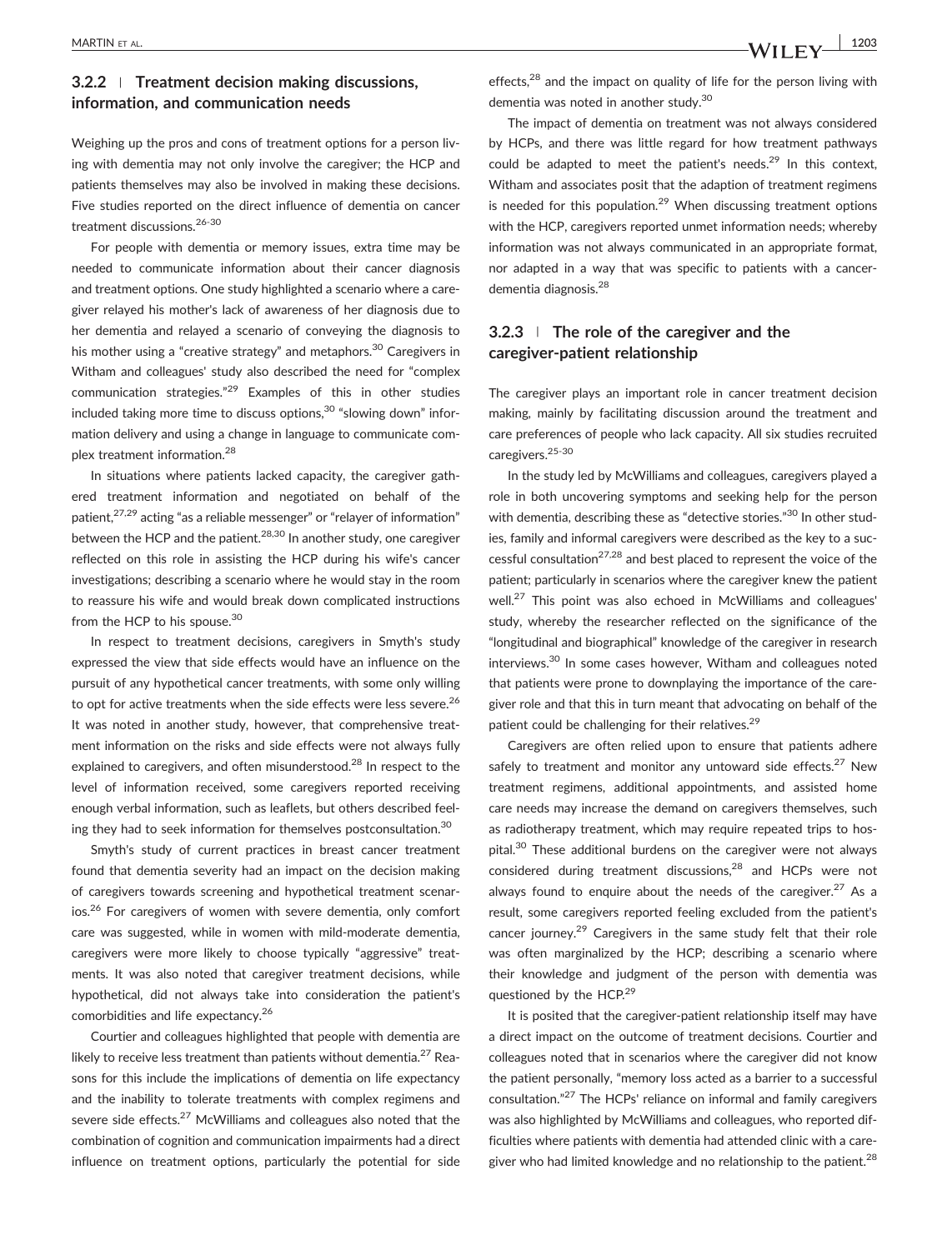### 3.2.2 | Treatment decision making discussions, information, and communication needs

Weighing up the pros and cons of treatment options for a person living with dementia may not only involve the caregiver; the HCP and patients themselves may also be involved in making these decisions. Five studies reported on the direct influence of dementia on cancer treatment discussions.[26-30]

For people with dementia or memory issues, extra time may be needed to communicate information about their cancer diagnosis and treatment options. One study highlighted a scenario where a caregiver relayed his mother's lack of awareness of her diagnosis due to her dementia and relayed a scenario of conveying the diagnosis to his mother using a "creative strategy" and metaphors.[30] Caregivers in Witham and colleagues' study also described the need for "complex communication strategies."[29] Examples of this in other studies included taking more time to discuss options,[30] "slowing down" information delivery and using a change in language to communicate complex treatment information.[28]

In situations where patients lacked capacity, the caregiver gathered treatment information and negotiated on behalf of the patient,[27,29] acting "as a reliable messenger" or "relayer of information" between the HCP and the patient.[28,30] In another study, one caregiver reflected on this role in assisting the HCP during his wife's cancer investigations; describing a scenario where he would stay in the room to reassure his wife and would break down complicated instructions from the HCP to his spouse.[30]

In respect to treatment decisions, caregivers in Smyth's study expressed the view that side effects would have an influence on the pursuit of any hypothetical cancer treatments, with some only willing to opt for active treatments when the side effects were less severe.[26] It was noted in another study, however, that comprehensive treatment information on the risks and side effects were not always fully explained to caregivers, and often misunderstood.[28] In respect to the level of information received, some caregivers reported receiving enough verbal information, such as leaflets, but others described feeling they had to seek information for themselves postconsultation.[30]

Smyth's study of current practices in breast cancer treatment found that dementia severity had an impact on the decision making of caregivers towards screening and hypothetical treatment scenarios.[26] For caregivers of women with severe dementia, only comfort care was suggested, while in women with mild-moderate dementia, caregivers were more likely to choose typically "aggressive" treatments. It was also noted that caregiver treatment decisions, while hypothetical, did not always take into consideration the patient's comorbidities and life expectancy.[26]

Courtier and colleagues highlighted that people with dementia are likely to receive less treatment than patients without dementia.[27] Reasons for this include the implications of dementia on life expectancy and the inability to tolerate treatments with complex regimens and severe side effects.[27] McWilliams and colleagues also noted that the combination of cognition and communication impairments had a direct influence on treatment options, particularly the potential for side effects,[28] and the impact on quality of life for the person living with dementia was noted in another study.[30]

The impact of dementia on treatment was not always considered by HCPs, and there was little regard for how treatment pathways could be adapted to meet the patient's needs.[29] In this context, Witham and associates posit that the adaption of treatment regimens is needed for this population.[29] When discussing treatment options with the HCP, caregivers reported unmet information needs; whereby information was not always communicated in an appropriate format, nor adapted in a way that was specific to patients with a cancer-dementia diagnosis.[28]

### 3.2.3 | The role of the caregiver and the caregiver-patient relationship

The caregiver plays an important role in cancer treatment decision making, mainly by facilitating discussion around the treatment and care preferences of people who lack capacity. All six studies recruited caregivers.[25-30]

In the study led by McWilliams and colleagues, caregivers played a role in both uncovering symptoms and seeking help for the person with dementia, describing these as "detective stories."[30] In other studies, family and informal caregivers were described as the key to a successful consultation[27,28] and best placed to represent the voice of the patient; particularly in scenarios where the caregiver knew the patient well.[27] This point was also echoed in McWilliams and colleagues' study, whereby the researcher reflected on the significance of the "longitudinal and biographical" knowledge of the caregiver in research interviews.[30] In some cases however, Witham and colleagues noted that patients were prone to downplaying the importance of the caregiver role and that this in turn meant that advocating on behalf of the patient could be challenging for their relatives.[29]

Caregivers are often relied upon to ensure that patients adhere safely to treatment and monitor any untoward side effects.[27] New treatment regimens, additional appointments, and assisted home care needs may increase the demand on caregivers themselves, such as radiotherapy treatment, which may require repeated trips to hospital.[30] These additional burdens on the caregiver were not always considered during treatment discussions,[28] and HCPs were not always found to enquire about the needs of the caregiver.[27] As a result, some caregivers reported feeling excluded from the patient's cancer journey.[29] Caregivers in the same study felt that their role was often marginalized by the HCP; describing a scenario where their knowledge and judgment of the person with dementia was questioned by the HCP.[29]

It is posited that the caregiver-patient relationship itself may have a direct impact on the outcome of treatment decisions. Courtier and colleagues noted that in scenarios where the caregiver did not know the patient personally, "memory loss acted as a barrier to a successful consultation."[27] The HCPs' reliance on informal and family caregivers was also highlighted by McWilliams and colleagues, who reported difficulties where patients with dementia had attended clinic with a caregiver who had limited knowledge and no relationship to the patient.[28]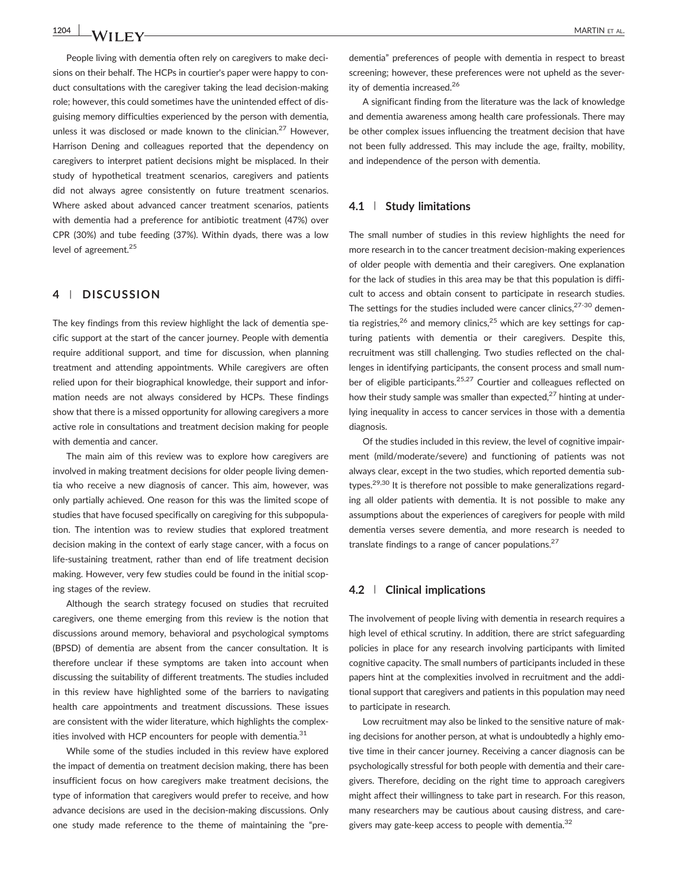People living with dementia often rely on caregivers to make decisions on their behalf. The HCPs in courtier's paper were happy to conduct consultations with the caregiver taking the lead decision-making role; however, this could sometimes have the unintended effect of disguising memory difficulties experienced by the person with dementia, unless it was disclosed or made known to the clinician.[27] However, Harrison Dening and colleagues reported that the dependency on caregivers to interpret patient decisions might be misplaced. In their study of hypothetical treatment scenarios, caregivers and patients did not always agree consistently on future treatment scenarios. Where asked about advanced cancer treatment scenarios, patients with dementia had a preference for antibiotic treatment (47%) over CPR (30%) and tube feeding (37%). Within dyads, there was a low level of agreement.[25]

## 4 | DISCUSSION

The key findings from this review highlight the lack of dementia specific support at the start of the cancer journey. People with dementia require additional support, and time for discussion, when planning treatment and attending appointments. While caregivers are often relied upon for their biographical knowledge, their support and information needs are not always considered by HCPs. These findings show that there is a missed opportunity for allowing caregivers a more active role in consultations and treatment decision making for people with dementia and cancer.

The main aim of this review was to explore how caregivers are involved in making treatment decisions for older people living dementia who receive a new diagnosis of cancer. This aim, however, was only partially achieved. One reason for this was the limited scope of studies that have focused specifically on caregiving for this subpopulation. The intention was to review studies that explored treatment decision making in the context of early stage cancer, with a focus on life-sustaining treatment, rather than end of life treatment decision making. However, very few studies could be found in the initial scoping stages of the review.

Although the search strategy focused on studies that recruited caregivers, one theme emerging from this review is the notion that discussions around memory, behavioral and psychological symptoms (BPSD) of dementia are absent from the cancer consultation. It is therefore unclear if these symptoms are taken into account when discussing the suitability of different treatments. The studies included in this review have highlighted some of the barriers to navigating health care appointments and treatment discussions. These issues are consistent with the wider literature, which highlights the complexities involved with HCP encounters for people with dementia.[31]

While some of the studies included in this review have explored the impact of dementia on treatment decision making, there has been insufficient focus on how caregivers make treatment decisions, the type of information that caregivers would prefer to receive, and how advance decisions are used in the decision-making discussions. Only one study made reference to the theme of maintaining the "pre-dementia" preferences of people with dementia in respect to breast screening; however, these preferences were not upheld as the severity of dementia increased.[26]

A significant finding from the literature was the lack of knowledge and dementia awareness among health care professionals. There may be other complex issues influencing the treatment decision that have not been fully addressed. This may include the age, frailty, mobility, and independence of the person with dementia.

### 4.1 | Study limitations

The small number of studies in this review highlights the need for more research in to the cancer treatment decision-making experiences of older people with dementia and their caregivers. One explanation for the lack of studies in this area may be that this population is difficult to access and obtain consent to participate in research studies. The settings for the studies included were cancer clinics,[27-30] dementia registries,[26] and memory clinics,[25] which are key settings for capturing patients with dementia or their caregivers. Despite this, recruitment was still challenging. Two studies reflected on the challenges in identifying participants, the consent process and small number of eligible participants.[25,27] Courtier and colleagues reflected on how their study sample was smaller than expected,[27] hinting at underlying inequality in access to cancer services in those with a dementia diagnosis.

Of the studies included in this review, the level of cognitive impairment (mild/moderate/severe) and functioning of patients was not always clear, except in the two studies, which reported dementia subtypes.[29,30] It is therefore not possible to make generalizations regarding all older patients with dementia. It is not possible to make any assumptions about the experiences of caregivers for people with mild dementia verses severe dementia, and more research is needed to translate findings to a range of cancer populations.[27]

### 4.2 | Clinical implications

The involvement of people living with dementia in research requires a high level of ethical scrutiny. In addition, there are strict safeguarding policies in place for any research involving participants with limited cognitive capacity. The small numbers of participants included in these papers hint at the complexities involved in recruitment and the additional support that caregivers and patients in this population may need to participate in research.

Low recruitment may also be linked to the sensitive nature of making decisions for another person, at what is undoubtedly a highly emotive time in their cancer journey. Receiving a cancer diagnosis can be psychologically stressful for both people with dementia and their caregivers. Therefore, deciding on the right time to approach caregivers might affect their willingness to take part in research. For this reason, many researchers may be cautious about causing distress, and caregivers may gate-keep access to people with dementia.[32]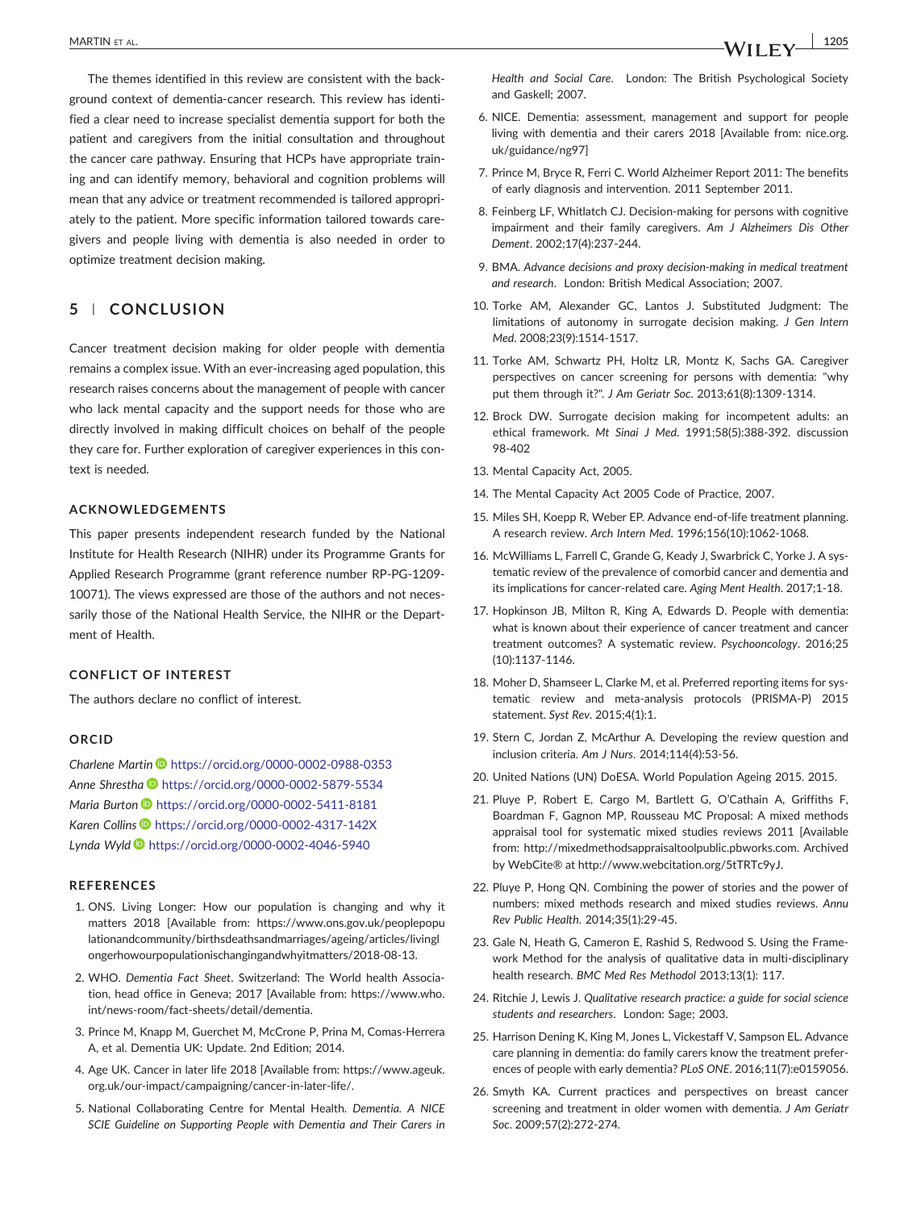The themes identified in this review are consistent with the background context of dementia-cancer research. This review has identified a clear need to increase specialist dementia support for both the patient and caregivers from the initial consultation and throughout the cancer care pathway. Ensuring that HCPs have appropriate training and can identify memory, behavioral and cognition problems will mean that any advice or treatment recommended is tailored appropriately to the patient. More specific information tailored towards caregivers and people living with dementia is also needed in order to optimize treatment decision making.

## 5 | CONCLUSION

Cancer treatment decision making for older people with dementia remains a complex issue. With an ever-increasing aged population, this research raises concerns about the management of people with cancer who lack mental capacity and the support needs for those who are directly involved in making difficult choices on behalf of the people they care for. Further exploration of caregiver experiences in this context is needed.

### ACKNOWLEDGEMENTS

This paper presents independent research funded by the National Institute for Health Research (NIHR) under its Programme Grants for Applied Research Programme (grant reference number RP-PG-1209-10071). The views expressed are those of the authors and not necessarily those of the National Health Service, the NIHR or the Department of Health.

### CONFLICT OF INTEREST

The authors declare no conflict of interest.

### ORCID

*Charlene Martin* https://orcid.org/0000-0002-0988-0353
*Anne Shrestha* https://orcid.org/0000-0002-5879-5534
*Maria Burton* https://orcid.org/0000-0002-5411-8181
*Karen Collins* https://orcid.org/0000-0002-4317-142X
*Lynda Wyld* https://orcid.org/0000-0002-4046-5940

### REFERENCES

1. ONS. Living Longer: How our population is changing and why it matters 2018 [Available from: https://www.ons.gov.uk/peoplepopulationandcommunity/birthsdeathsandmarriages/ageing/articles/livinglongerhowourpopulationischangingandwhyitmatters/2018-08-13.
2. WHO. *Dementia Fact Sheet*. Switzerland: The World health Association, head office in Geneva; 2017 [Available from: https://www.who.int/news-room/fact-sheets/detail/dementia.
3. Prince M, Knapp M, Guerchet M, McCrone P, Prina M, Comas-Herrera A, et al. Dementia UK: Update. 2nd Edition; 2014.
4. Age UK. Cancer in later life 2018 [Available from: https://www.ageuk.org.uk/our-impact/campaigning/cancer-in-later-life/.
5. National Collaborating Centre for Mental Health. *Dementia. A NICE SCIE Guideline on Supporting People with Dementia and Their Carers in Health and Social Care*. London: The British Psychological Society and Gaskell; 2007.
6. NICE. Dementia: assessment, management and support for people living with dementia and their carers 2018 [Available from: nice.org.uk/guidance/ng97]
7. Prince M, Bryce R, Ferri C. World Alzheimer Report 2011: The benefits of early diagnosis and intervention. 2011 September 2011.
8. Feinberg LF, Whitlatch CJ. Decision-making for persons with cognitive impairment and their family caregivers. *Am J Alzheimers Dis Other Dement*. 2002;17(4):237-244.
9. BMA. *Advance decisions and proxy decision-making in medical treatment and research*. London: British Medical Association; 2007.
10. Torke AM, Alexander GC, Lantos J. Substituted Judgment: The limitations of autonomy in surrogate decision making. *J Gen Intern Med*. 2008;23(9):1514-1517.
11. Torke AM, Schwartz PH, Holtz LR, Montz K, Sachs GA. Caregiver perspectives on cancer screening for persons with dementia: "why put them through it?". *J Am Geriatr Soc*. 2013;61(8):1309-1314.
12. Brock DW. Surrogate decision making for incompetent adults: an ethical framework. *Mt Sinai J Med*. 1991;58(5):388-392. discussion 98-402
13. Mental Capacity Act, 2005.
14. The Mental Capacity Act 2005 Code of Practice, 2007.
15. Miles SH, Koepp R, Weber EP. Advance end-of-life treatment planning. A research review. *Arch Intern Med*. 1996;156(10):1062-1068.
16. McWilliams L, Farrell C, Grande G, Keady J, Swarbrick C, Yorke J. A systematic review of the prevalence of comorbid cancer and dementia and its implications for cancer-related care. *Aging Ment Health*. 2017;1-18.
17. Hopkinson JB, Milton R, King A, Edwards D. People with dementia: what is known about their experience of cancer treatment and cancer treatment outcomes? A systematic review. *Psychooncology*. 2016;25(10):1137-1146.
18. Moher D, Shamseer L, Clarke M, et al. Preferred reporting items for systematic review and meta-analysis protocols (PRISMA-P) 2015 statement. *Syst Rev*. 2015;4(1):1.
19. Stern C, Jordan Z, McArthur A. Developing the review question and inclusion criteria. *Am J Nurs*. 2014;114(4):53-56.
20. United Nations (UN) DoESA. World Population Ageing 2015. 2015.
21. Pluye P, Robert E, Cargo M, Bartlett G, O'Cathain A, Griffiths F, Boardman F, Gagnon MP, Rousseau MC Proposal: A mixed methods appraisal tool for systematic mixed studies reviews 2011 [Available from: http://mixedmethodsappraisaltoolpublic.pbworks.com. Archived by WebCite® at http://www.webcitation.org/5tTRTc9yJ.
22. Pluye P, Hong QN. Combining the power of stories and the power of numbers: mixed methods research and mixed studies reviews. *Annu Rev Public Health*. 2014;35(1):29-45.
23. Gale N, Heath G, Cameron E, Rashid S, Redwood S. Using the Framework Method for the analysis of qualitative data in multi-disciplinary health research. *BMC Med Res Methodol* 2013;13(1): 117.
24. Ritchie J, Lewis J. *Qualitative research practice: a guide for social science students and researchers*. London: Sage; 2003.
25. Harrison Dening K, King M, Jones L, Vickestaff V, Sampson EL. Advance care planning in dementia: do family carers know the treatment preferences of people with early dementia? *PLoS ONE*. 2016;11(7):e0159056.
26. Smyth KA. Current practices and perspectives on breast cancer screening and treatment in older women with dementia. *J Am Geriatr Soc*. 2009;57(2):272-274.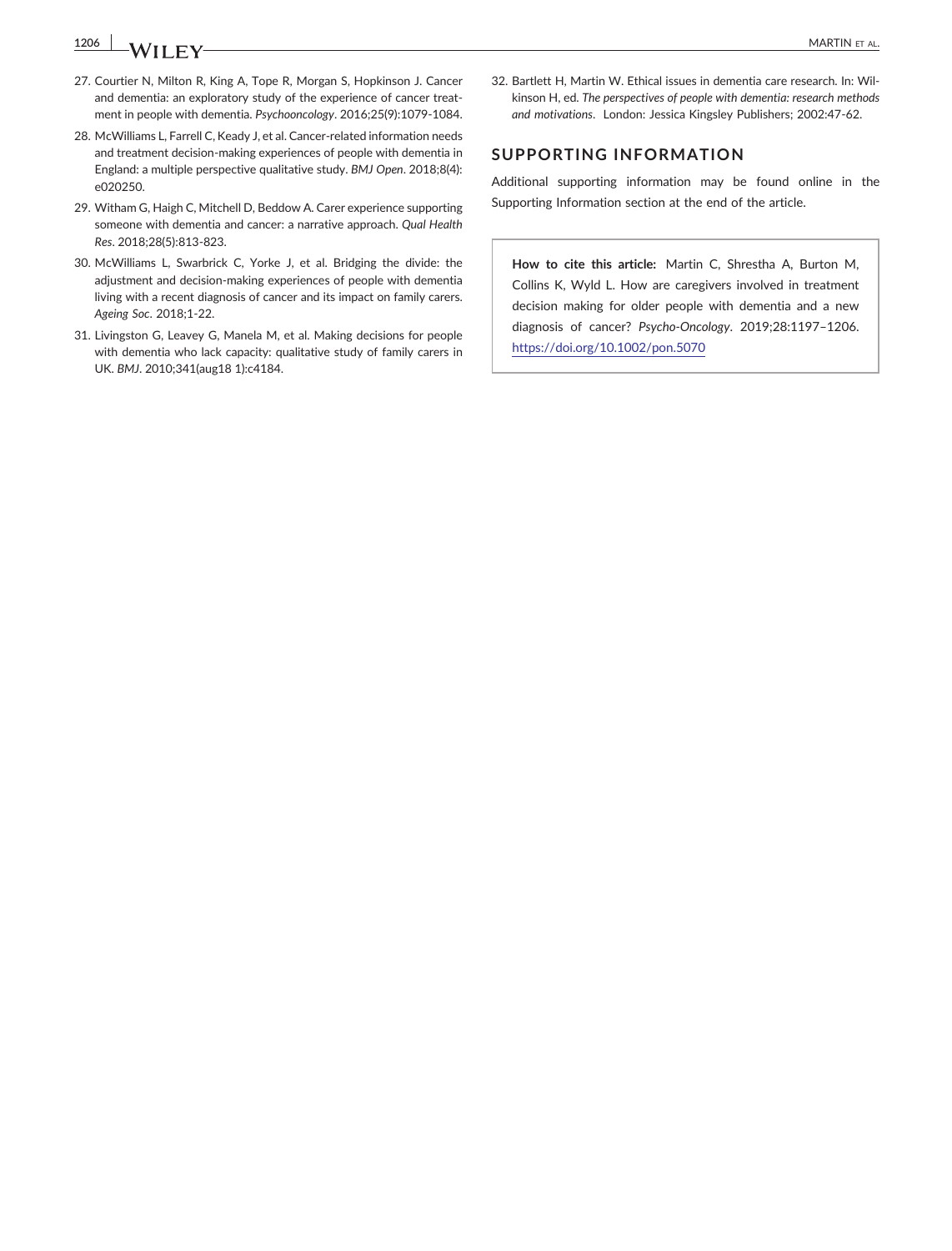27. Courtier N, Milton R, King A, Tope R, Morgan S, Hopkinson J. Cancer and dementia: an exploratory study of the experience of cancer treatment in people with dementia. *Psychooncology*. 2016;25(9):1079-1084.
28. McWilliams L, Farrell C, Keady J, et al. Cancer-related information needs and treatment decision-making experiences of people with dementia in England: a multiple perspective qualitative study. *BMJ Open*. 2018;8(4):e020250.
29. Witham G, Haigh C, Mitchell D, Beddow A. Carer experience supporting someone with dementia and cancer: a narrative approach. *Qual Health Res*. 2018;28(5):813-823.
30. McWilliams L, Swarbrick C, Yorke J, et al. Bridging the divide: the adjustment and decision-making experiences of people with dementia living with a recent diagnosis of cancer and its impact on family carers. *Ageing Soc*. 2018;1-22.
31. Livingston G, Leavey G, Manela M, et al. Making decisions for people with dementia who lack capacity: qualitative study of family carers in UK. *BMJ*. 2010;341(aug18 1):c4184.
32. Bartlett H, Martin W. Ethical issues in dementia care research. In: Wilkinson H, ed. *The perspectives of people with dementia: research methods and motivations*. London: Jessica Kingsley Publishers; 2002:47-62.

## SUPPORTING INFORMATION

Additional supporting information may be found online in the Supporting Information section at the end of the article.

**How to cite this article:** Martin C, Shrestha A, Burton M, Collins K, Wyld L. How are caregivers involved in treatment decision making for older people with dementia and a new diagnosis of cancer? *Psycho-Oncology*. 2019;28:1197–1206. https://doi.org/10.1002/pon.5070